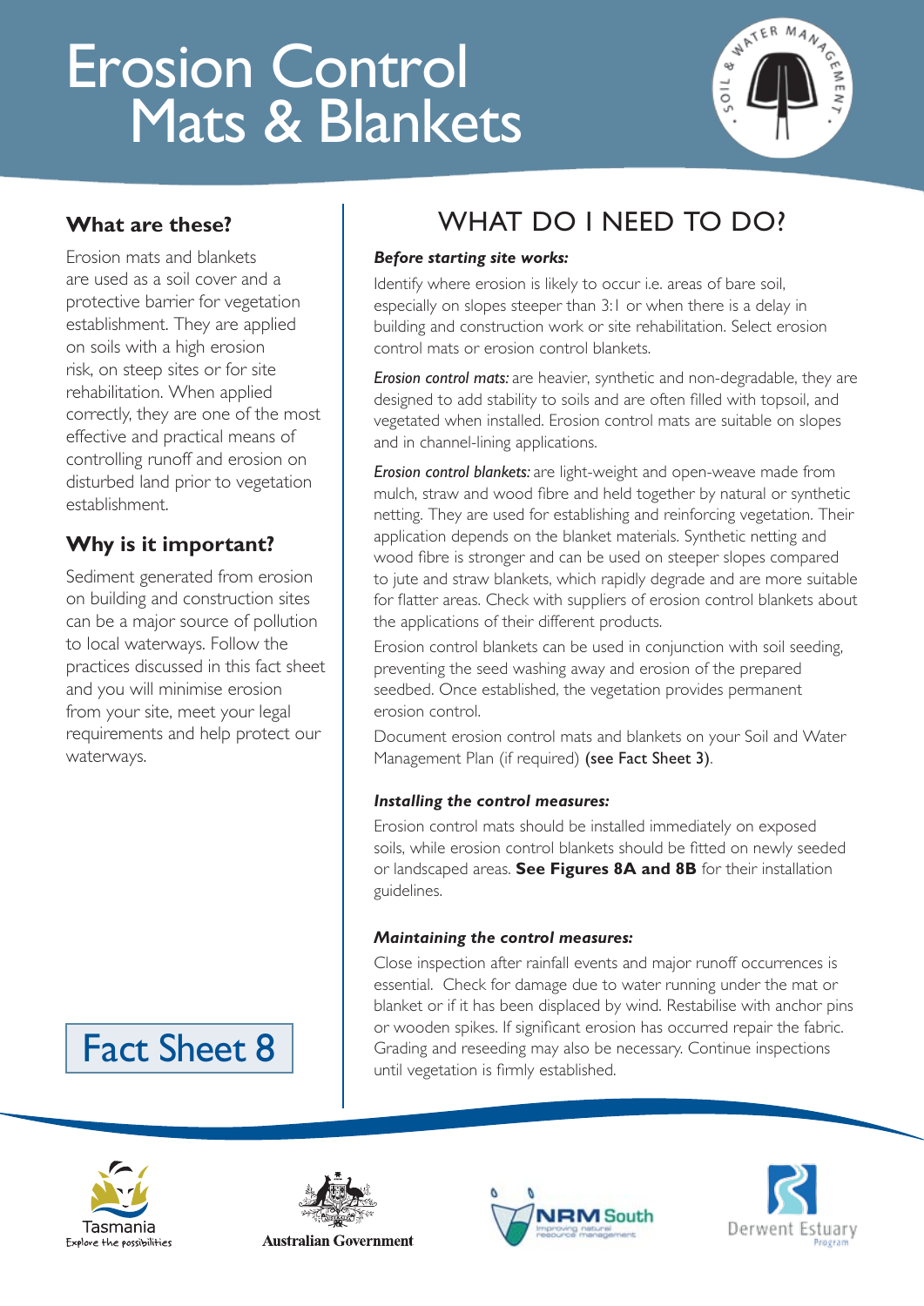# Erosion Control Mats & Blankets

## What are these?

Erosion mats and blankets are used as a soil cover and a protective barrier for vegetation establishment. They are applied on soils with a high erosion risk, on steep sites or for site rehabilitation. When applied correctly, they are one of the most effective and practical means of controlling runoff and erosion on disturbed land prior to vegetation establishment.

## Why is it important?

Sediment generated from erosion on building and construction sites can be a major source of pollution to local waterways. Follow the practices discussed in this fact sheet and you will minimise erosion from your site, meet your legal requirements and help protect our waterways.

Fact Sheet 8

## WHAT DO I NEED TO DO?

### *Before starting site works:*

Identify where erosion is likely to occur i.e. areas of bare soil, especially on slopes steeper than 3:1 or when there is a delay in building and construction work or site rehabilitation. Select erosion control mats or erosion control blankets.

*Erosion control mats:* are heavier, synthetic and non-degradable, they are designed to add stability to soils and are often filled with topsoil, and vegetated when installed. Erosion control mats are suitable on slopes and in channel-lining applications.

*Erosion control blankets:* are light-weight and open-weave made from mulch, straw and wood fibre and held together by natural or synthetic netting. They are used for establishing and reinforcing vegetation. Their application depends on the blanket materials. Synthetic netting and wood fibre is stronger and can be used on steeper slopes compared to jute and straw blankets, which rapidly degrade and are more suitable for flatter areas. Check with suppliers of erosion control blankets about the applications of their different products.

Erosion control blankets can be used in conjunction with soil seeding, preventing the seed washing away and erosion of the prepared seedbed. Once established, the vegetation provides permanent erosion control.

Document erosion control mats and blankets on your Soil and Water Management Plan (if required) (see Fact Sheet 3).

### *Installing the control measures:*

Erosion control mats should be installed immediately on exposed soils, while erosion control blankets should be fitted on newly seeded or landscaped areas. **See Figures 8A and 8B** for their installation guidelines.

### *Maintaining the control measures:*

Close inspection after rainfall events and major runoff occurrences is essential. Check for damage due to water running under the mat or blanket or if it has been displaced by wind. Restabilise with anchor pins or wooden spikes. If significant erosion has occurred repair the fabric. Grading and reseeding may also be necessary. Continue inspections until vegetation is firmly established.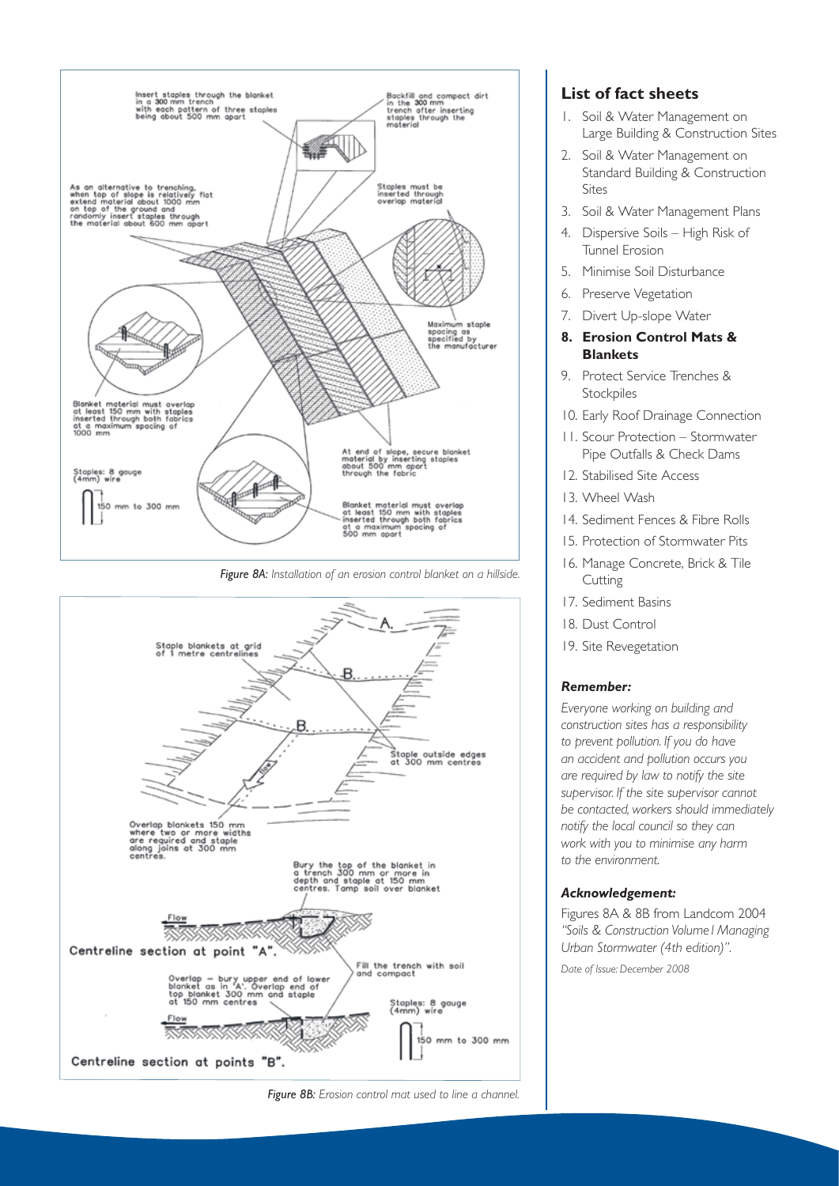Insert staples through the blanket in a 300 mm trench with each pattern of three staples being about 500 mm apart

Backfill and compact dirt in the 300 mm trench after inserting staples through the material

As an alternative to trenching, when top of slope is relatively flat extend material about 1000 mm on top of the ground and randomly insert staples through the material about 600 mm apart

Staples must be inserted through overlap material

Maximum staple spacing as specified by the manufacturer

Blanket material must overlap at least 150 mm with staples inserted through both fabrics at a maximum spacing of 1000 mm

At end of slope, secure blanket material by inserting staples about 500 mm apart through the fabric

Staples: 8 gauge (4mm) wire

150 mm to 300 mm

Blanket material must overlap at least 150 mm with staples inserted through both fabrics at a maximum spacing of 500 mm apart

*Figure 8A: Installation of an erosion control blanket on a hillside.*

A.

Staple blankets at grid of 1 metre centrelines

B.

B.

Staple outside edges at 300 mm centres

Flow

Overlap blankets 150 mm where two or more widths are required and staple along joins at 300 mm centres.

Bury the top of the blanket in a trench 300 mm or more in depth and staple at 150 mm centres. Tamp soil over blanket

Flow

Centreline section at point "A".

Fill the trench with soil and compact

Overlap – bury upper end of lower blanket as in "A". Overlap end of top blanket 300 mm and staple at 150 mm centres

Staples: 8 gauge (4mm) wire

Flow

150 mm to 300 mm

Centreline section at points "B".

*Figure 8B: Erosion control mat used to line a channel.*

## List of fact sheets

1. Soil & Water Management on Large Building & Construction Sites
2. Soil & Water Management on Standard Building & Construction Sites
3. Soil & Water Management Plans
4. Dispersive Soils – High Risk of Tunnel Erosion
5. Minimise Soil Disturbance
6. Preserve Vegetation
7. Divert Up-slope Water
8. **Erosion Control Mats & Blankets**
9. Protect Service Trenches & Stockpiles
10. Early Roof Drainage Connection
11. Scour Protection – Stormwater Pipe Outfalls & Check Dams
12. Stabilised Site Access
13. Wheel Wash
14. Sediment Fences & Fibre Rolls
15. Protection of Stormwater Pits
16. Manage Concrete, Brick & Tile Cutting
17. Sediment Basins
18. Dust Control
19. Site Revegetation

### *Remember:*

*Everyone working on building and construction sites has a responsibility to prevent pollution. If you do have an accident and pollution occurs you are required by law to notify the site supervisor. If the site supervisor cannot be contacted, workers should immediately notify the local council so they can work with you to minimise any harm to the environment.*

### *Acknowledgement:*

Figures 8A & 8B from Landcom 2004 *"Soils & Construction Volume I Managing Urban Stormwater (4th edition)".*

*Date of Issue: December 2008*